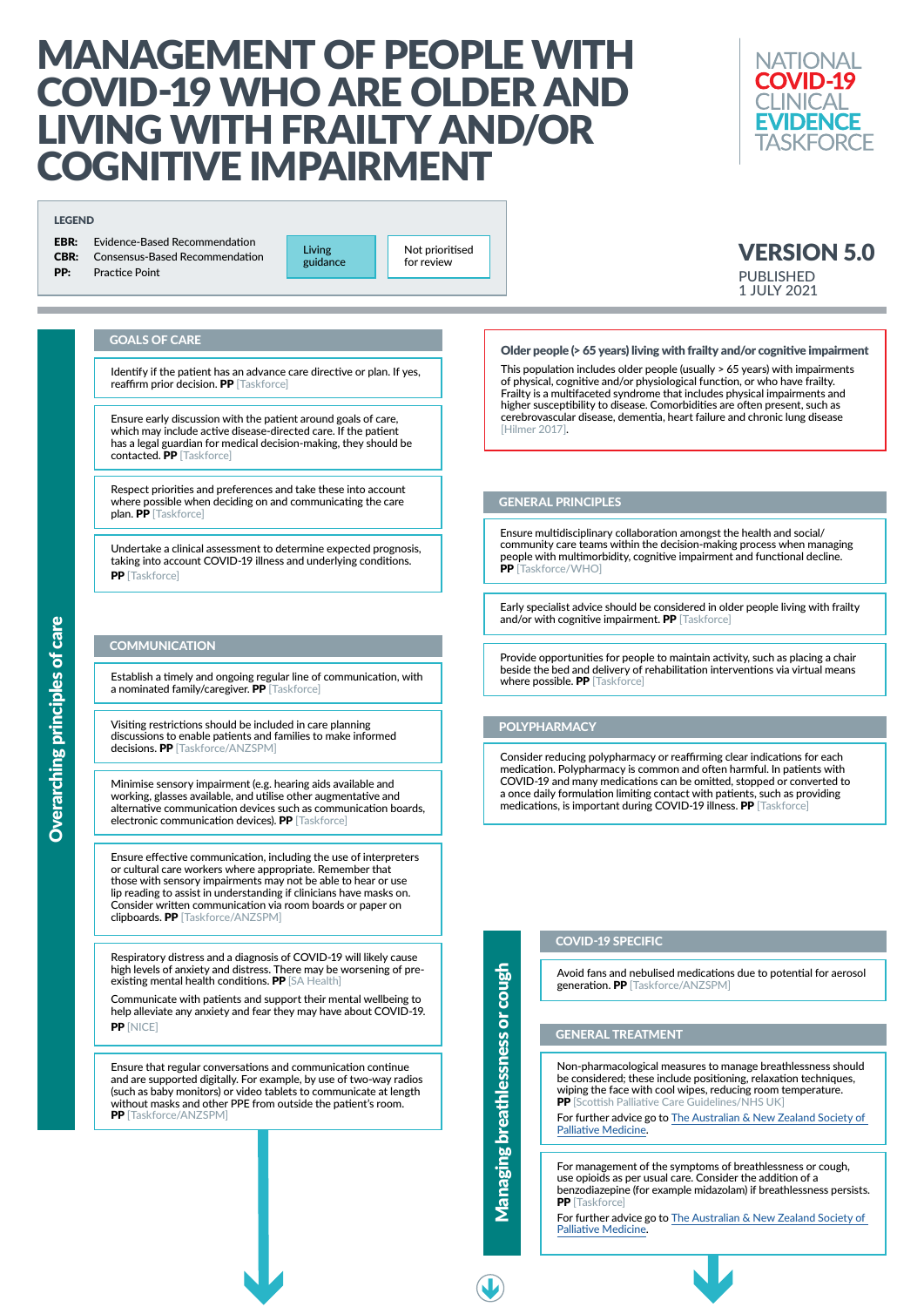# MANAGEMENT OF PEOPLE WITH COVID-19 WHO ARE OLDER AND LIVING WITH FRAILTY AND/OR COGNITIVE IMPAIRMENT

NATIONAL COVID-19 CLINICAL EVIDENCE TASKFORCE

**LEGEND**

**EBR:** Evidence-Based Recommendation
**CBR:** Consensus-Based Recommendation
**PP:** Practice Point

Living guidance

Not prioritised for review

## VERSION 5.0

PUBLISHED
1 JULY 2021

## Overarching principles of care

### GOALS OF CARE

Identify if the patient has an advance care directive or plan. If yes, reaffirm prior decision. **PP** [Taskforce]

Ensure early discussion with the patient around goals of care, which may include active disease-directed care. If the patient has a legal guardian for medical decision-making, they should be contacted. **PP** [Taskforce]

Respect priorities and preferences and take these into account where possible when deciding on and communicating the care plan. **PP** [Taskforce]

Undertake a clinical assessment to determine expected prognosis, taking into account COVID-19 illness and underlying conditions. **PP** [Taskforce]

### COMMUNICATION

Establish a timely and ongoing regular line of communication, with a nominated family/caregiver. **PP** [Taskforce]

Visiting restrictions should be included in care planning discussions to enable patients and families to make informed decisions. **PP** [Taskforce/ANZSPM]

Minimise sensory impairment (e.g. hearing aids available and working, glasses available, and utilise other augmentative and alternative communication devices such as communication boards, electronic communication devices). **PP** [Taskforce]

Ensure effective communication, including the use of interpreters or cultural care workers where appropriate. Remember that those with sensory impairments may not be able to hear or use lip reading to assist in understanding if clinicians have masks on. Consider written communication via room boards or paper on clipboards. **PP** [Taskforce/ANZSPM]

Respiratory distress and a diagnosis of COVID-19 will likely cause high levels of anxiety and distress. There may be worsening of pre-existing mental health conditions. **PP** [SA Health]

Communicate with patients and support their mental wellbeing to help alleviate any anxiety and fear they may have about COVID-19. **PP** [NICE]

Ensure that regular conversations and communication continue and are supported digitally. For example, by use of two-way radios (such as baby monitors) or video tablets to communicate at length without masks and other PPE from outside the patient's room. **PP** [Taskforce/ANZSPM]

### Older people (> 65 years) living with frailty and/or cognitive impairment

This population includes older people (usually > 65 years) with impairments of physical, cognitive and/or physiological function, or who have frailty. Frailty is a multifaceted syndrome that includes physical impairments and higher susceptibility to disease. Comorbidities are often present, such as cerebrovascular disease, dementia, heart failure and chronic lung disease [Hilmer 2017].

### GENERAL PRINCIPLES

Ensure multidisciplinary collaboration amongst the health and social/community care teams within the decision-making process when managing people with multimorbidity, cognitive impairment and functional decline. **PP** [Taskforce/WHO]

Early specialist advice should be considered in older people living with frailty and/or with cognitive impairment. **PP** [Taskforce]

Provide opportunities for people to maintain activity, such as placing a chair beside the bed and delivery of rehabilitation interventions via virtual means where possible. **PP** [Taskforce]

### POLYPHARMACY

Consider reducing polypharmacy or reaffirming clear indications for each medication. Polypharmacy is common and often harmful. In patients with COVID-19 and many medications can be omitted, stopped or converted to a once daily formulation limiting contact with patients, such as providing medications, is important during COVID-19 illness. **PP** [Taskforce]

## Managing breathlessness or cough

### COVID-19 SPECIFIC

Avoid fans and nebulised medications due to potential for aerosol generation. **PP** [Taskforce/ANZSPM]

### GENERAL TREATMENT

Non-pharmacological measures to manage breathlessness should be considered; these include positioning, relaxation techniques, wiping the face with cool wipes, reducing room temperature. **PP** [Scottish Palliative Care Guidelines/NHS UK]

For further advice go to The Australian & New Zealand Society of Palliative Medicine.

For management of the symptoms of breathlessness or cough, use opioids as per usual care. Consider the addition of a benzodiazepine (for example midazolam) if breathlessness persists. **PP** [Taskforce]

For further advice go to The Australian & New Zealand Society of Palliative Medicine.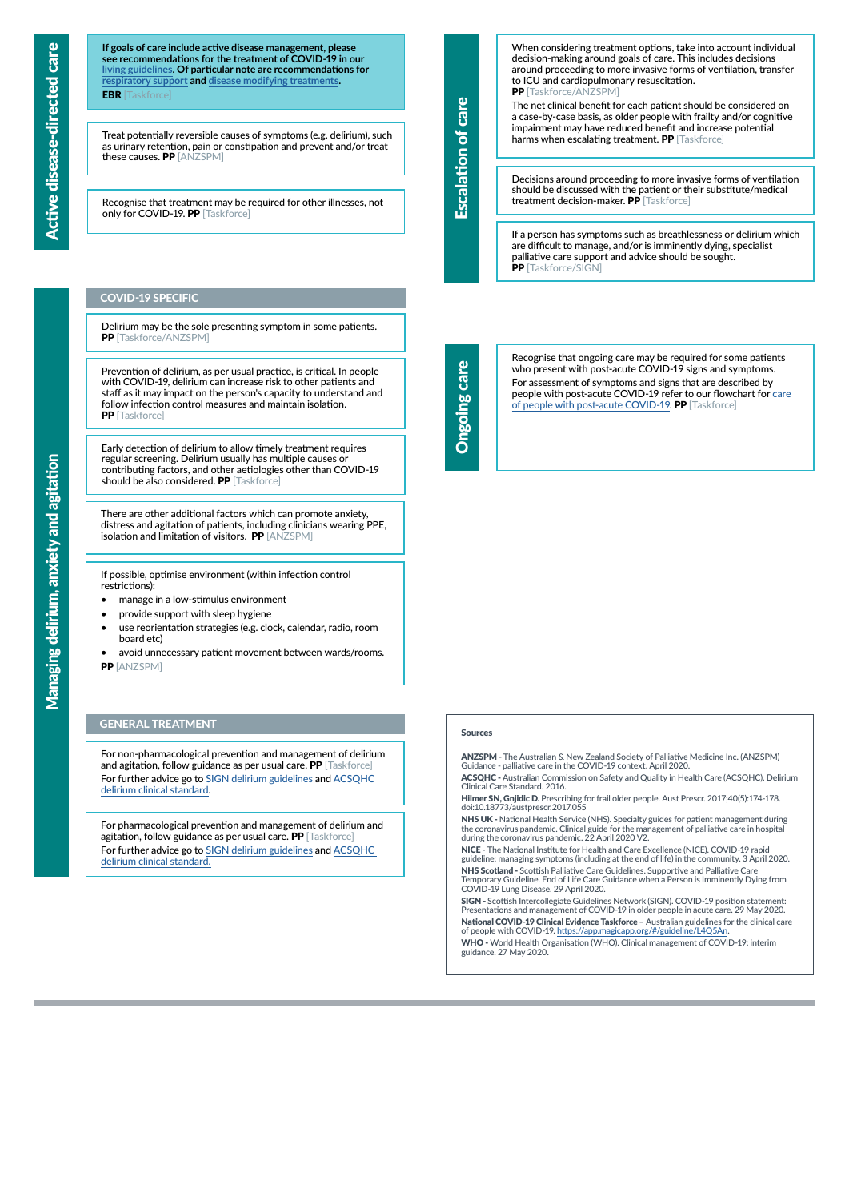## Active disease-directed care

**If goals of care include active disease management, please see recommendations for the treatment of COVID-19 in our living guidelines. Of particular note are recommendations for respiratory support and disease modifying treatments.**
**EBR** [Taskforce]

Treat potentially reversible causes of symptoms (e.g. delirium), such as urinary retention, pain or constipation and prevent and/or treat these causes. **PP** [ANZSPM]

Recognise that treatment may be required for other illnesses, not only for COVID-19. **PP** [Taskforce]

## Managing delirium, anxiety and agitation

### COVID-19 SPECIFIC

Delirium may be the sole presenting symptom in some patients. **PP** [Taskforce/ANZSPM]

Prevention of delirium, as per usual practice, is critical. In people with COVID-19, delirium can increase risk to other patients and staff as it may impact on the person's capacity to understand and follow infection control measures and maintain isolation. **PP** [Taskforce]

Early detection of delirium to allow timely treatment requires regular screening. Delirium usually has multiple causes or contributing factors, and other aetiologies other than COVID-19 should be also considered. **PP** [Taskforce]

There are other additional factors which can promote anxiety, distress and agitation of patients, including clinicians wearing PPE, isolation and limitation of visitors. **PP** [ANZSPM]

If possible, optimise environment (within infection control restrictions):

- manage in a low-stimulus environment
- provide support with sleep hygiene
- use reorientation strategies (e.g. clock, calendar, radio, room board etc)
- avoid unnecessary patient movement between wards/rooms.

**PP** [ANZSPM]

### GENERAL TREATMENT

For non-pharmacological prevention and management of delirium and agitation, follow guidance as per usual care. **PP** [Taskforce]
For further advice go to SIGN delirium guidelines and ACSQHC delirium clinical standard.

For pharmacological prevention and management of delirium and agitation, follow guidance as per usual care. **PP** [Taskforce]
For further advice go to SIGN delirium guidelines and ACSQHC delirium clinical standard.

## Escalation of care

When considering treatment options, take into account individual decision-making around goals of care. This includes decisions around proceeding to more invasive forms of ventilation, transfer to ICU and cardiopulmonary resuscitation.
**PP** [Taskforce/ANZSPM]
The net clinical benefit for each patient should be considered on a case-by-case basis, as older people with frailty and/or cognitive impairment may have reduced benefit and increase potential harms when escalating treatment. **PP** [Taskforce]

Decisions around proceeding to more invasive forms of ventilation should be discussed with the patient or their substitute/medical treatment decision-maker. **PP** [Taskforce]

If a person has symptoms such as breathlessness or delirium which are difficult to manage, and/or is imminently dying, specialist palliative care support and advice should be sought.
**PP** [Taskforce/SIGN]

## Ongoing care

Recognise that ongoing care may be required for some patients who present with post-acute COVID-19 signs and symptoms.
For assessment of symptoms and signs that are described by people with post-acute COVID-19 refer to our flowchart for care of people with post-acute COVID-19. **PP** [Taskforce]

### Sources

**ANZSPM -** The Australian & New Zealand Society of Palliative Medicine Inc. (ANZSPM) Guidance - palliative care in the COVID-19 context. April 2020.

**ACSQHC -** Australian Commission on Safety and Quality in Health Care (ACSQHC). Delirium Clinical Care Standard. 2016.

**Hilmer SN, Gnjidic D.** Prescribing for frail older people. Aust Prescr. 2017;40(5):174-178. doi:10.18773/austprescr.2017.055

**NHS UK -** National Health Service (NHS). Specialty guides for patient management during the coronavirus pandemic. Clinical guide for the management of palliative care in hospital during the coronavirus pandemic. 22 April 2020 V2.

**NICE -** The National Institute for Health and Care Excellence (NICE). COVID-19 rapid guideline: managing symptoms (including at the end of life) in the community. 3 April 2020.

**NHS Scotland -** Scottish Palliative Care Guidelines. Supportive and Palliative Care Temporary Guideline. End of Life Care Guidance when a Person is Imminently Dying from COVID-19 Lung Disease. 29 April 2020.

**SIGN -** Scottish Intercollegiate Guidelines Network (SIGN). COVID-19 position statement: Presentations and management of COVID-19 in older people in acute care. 29 May 2020.

**National COVID-19 Clinical Evidence Taskforce –** Australian guidelines for the clinical care of people with COVID-19. https://app.magicapp.org/#/guideline/L4Q5An.

**WHO -** World Health Organisation (WHO). Clinical management of COVID-19: interim guidance. 27 May 2020.